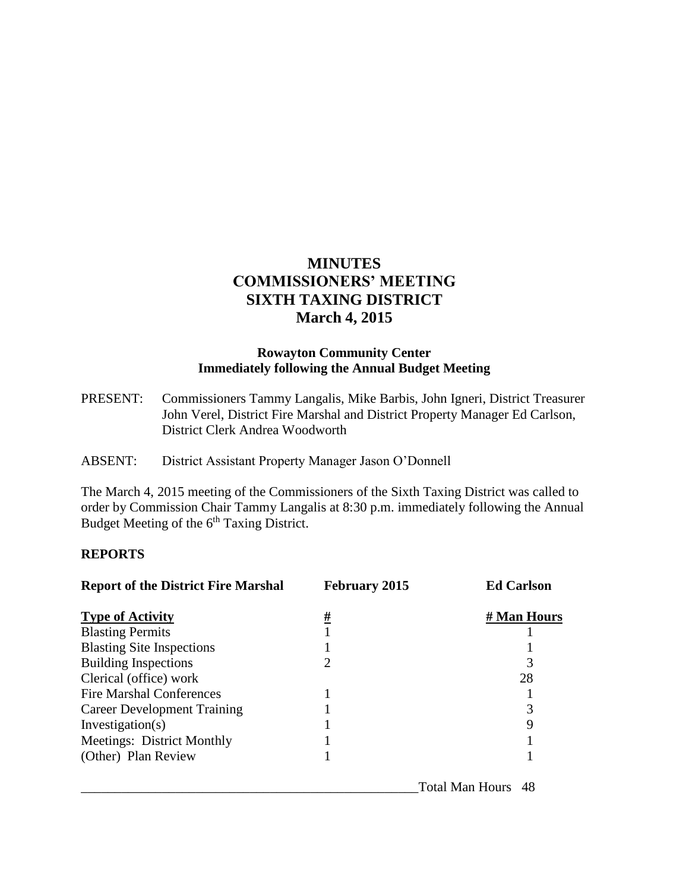# MINUTES
# COMMISSIONERS' MEETING
# SIXTH TAXING DISTRICT
# March 4, 2015

**Rowayton Community Center**
**Immediately following the Annual Budget Meeting**

PRESENT: Commissioners Tammy Langalis, Mike Barbis, John Igneri, District Treasurer John Verel, District Fire Marshal and District Property Manager Ed Carlson, District Clerk Andrea Woodworth

ABSENT: District Assistant Property Manager Jason O'Donnell

The March 4, 2015 meeting of the Commissioners of the Sixth Taxing District was called to order by Commission Chair Tammy Langalis at 8:30 p.m. immediately following the Annual Budget Meeting of the 6th Taxing District.

## REPORTS

**Report of the District Fire Marshal** **February 2015** **Ed Carlson**

| Type of Activity | # | # Man Hours |
|---|---|---|
| Blasting Permits | 1 | 1 |
| Blasting Site Inspections | 1 | 1 |
| Building Inspections | 2 | 3 |
| Clerical (office) work | | 28 |
| Fire Marshal Conferences | 1 | 1 |
| Career Development Training | 1 | 3 |
| Investigation(s) | 1 | 9 |
| Meetings: District Monthly | 1 | 1 |
| (Other) Plan Review | 1 | 1 |
| | Total Man Hours | 48 |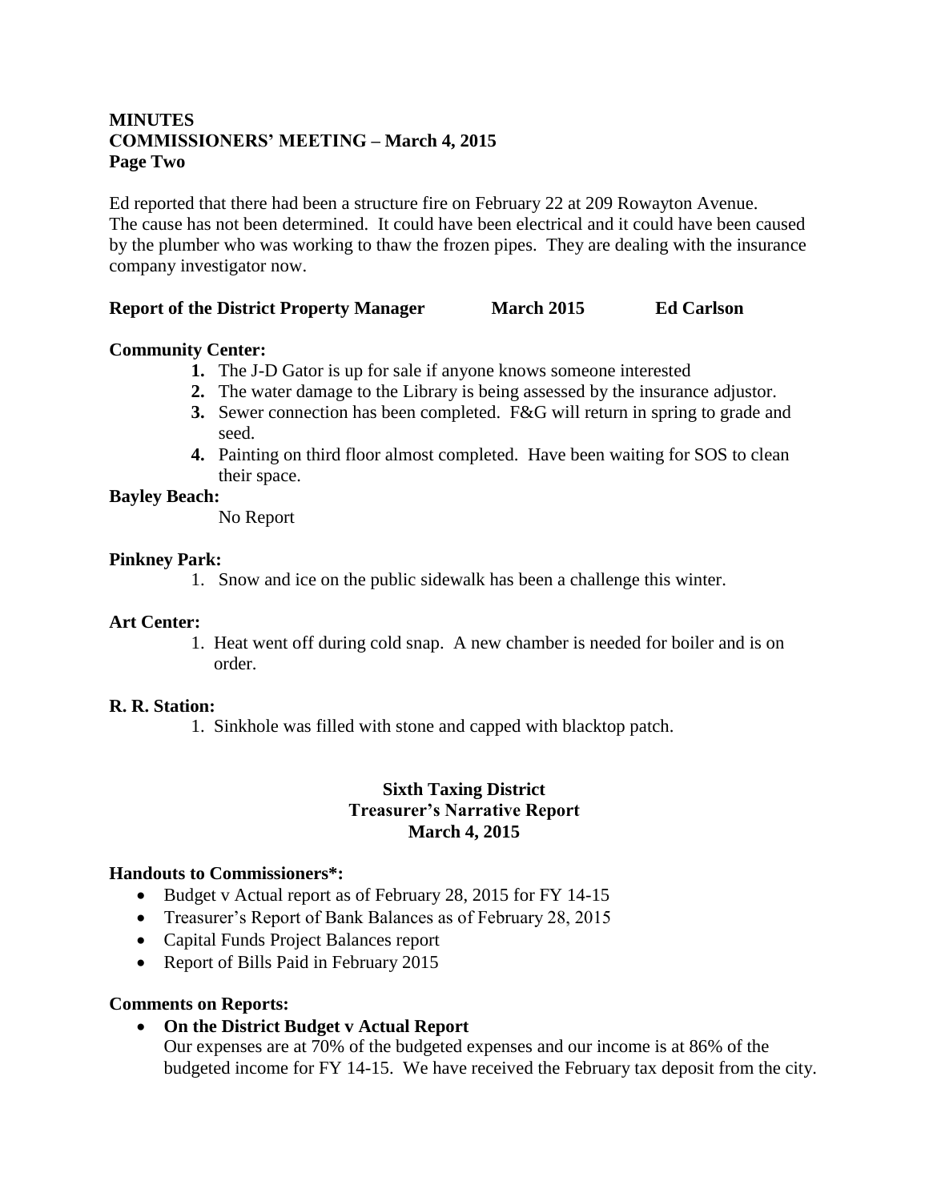**MINUTES**
**COMMISSIONERS' MEETING – March 4, 2015**
**Page Two**

Ed reported that there had been a structure fire on February 22 at 209 Rowayton Avenue. The cause has not been determined. It could have been electrical and it could have been caused by the plumber who was working to thaw the frozen pipes. They are dealing with the insurance company investigator now.

**Report of the District Property Manager March 2015 Ed Carlson**

**Community Center:**

1. The J-D Gator is up for sale if anyone knows someone interested
2. The water damage to the Library is being assessed by the insurance adjustor.
3. Sewer connection has been completed. F&G will return in spring to grade and seed.
4. Painting on third floor almost completed. Have been waiting for SOS to clean their space.

**Bayley Beach:**

No Report

**Pinkney Park:**

1. Snow and ice on the public sidewalk has been a challenge this winter.

**Art Center:**

1. Heat went off during cold snap. A new chamber is needed for boiler and is on order.

**R. R. Station:**

1. Sinkhole was filled with stone and capped with blacktop patch.

## Sixth Taxing District
## Treasurer's Narrative Report
## March 4, 2015

**Handouts to Commissioners*:**

- Budget v Actual report as of February 28, 2015 for FY 14-15
- Treasurer's Report of Bank Balances as of February 28, 2015
- Capital Funds Project Balances report
- Report of Bills Paid in February 2015

**Comments on Reports:**

- **On the District Budget v Actual Report**
  Our expenses are at 70% of the budgeted expenses and our income is at 86% of the budgeted income for FY 14-15. We have received the February tax deposit from the city.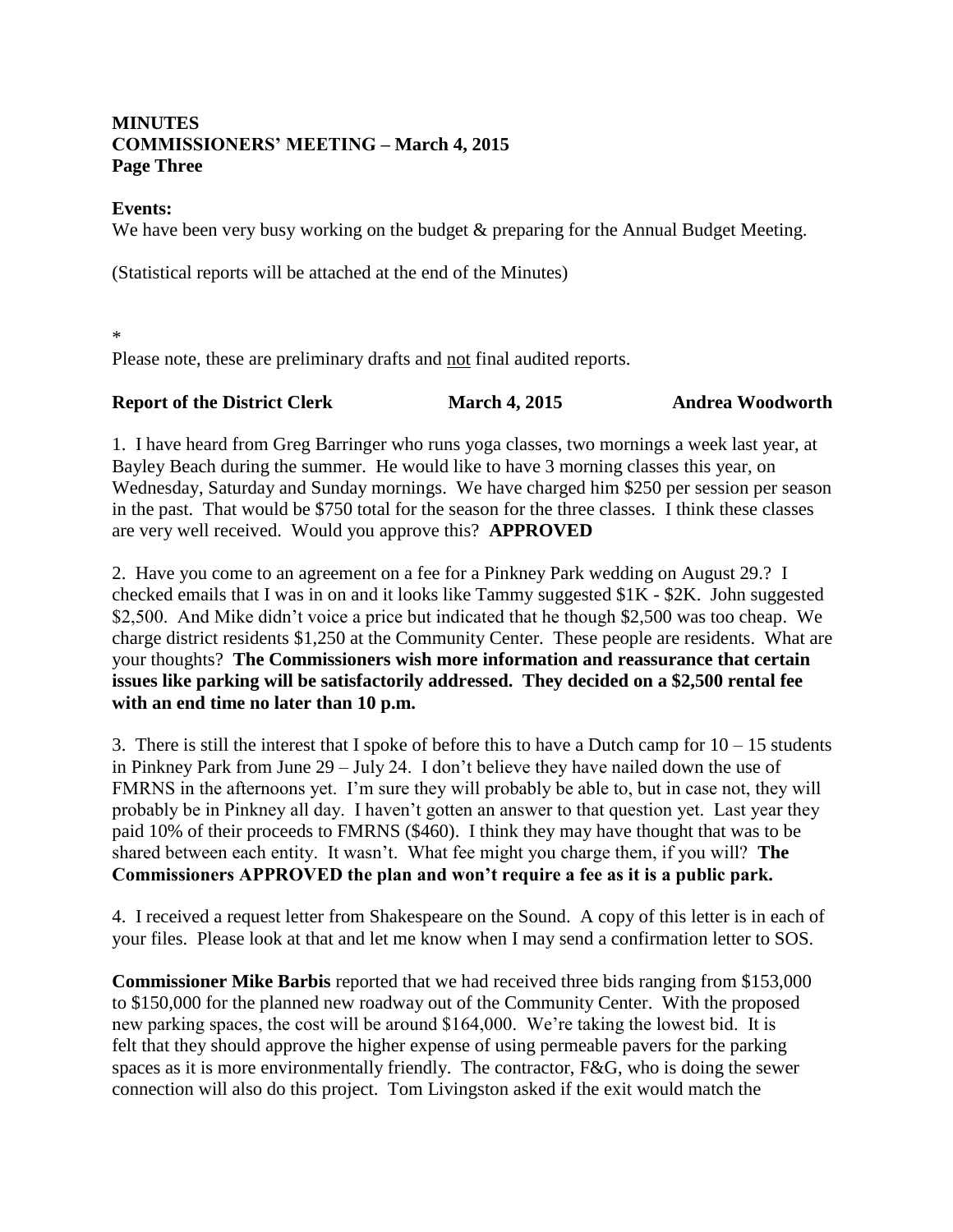**MINUTES**
**COMMISSIONERS' MEETING – March 4, 2015**
**Page Three**

**Events:**
We have been very busy working on the budget & preparing for the Annual Budget Meeting.

(Statistical reports will be attached at the end of the Minutes)

*
Please note, these are preliminary drafts and not final audited reports.

**Report of the District Clerk** **March 4, 2015** **Andrea Woodworth**

1. I have heard from Greg Barringer who runs yoga classes, two mornings a week last year, at Bayley Beach during the summer. He would like to have 3 morning classes this year, on Wednesday, Saturday and Sunday mornings. We have charged him $250 per session per season in the past. That would be $750 total for the season for the three classes. I think these classes are very well received. Would you approve this? **APPROVED**

2. Have you come to an agreement on a fee for a Pinkney Park wedding on August 29.? I checked emails that I was in on and it looks like Tammy suggested $1K - $2K. John suggested $2,500. And Mike didn't voice a price but indicated that he though $2,500 was too cheap. We charge district residents $1,250 at the Community Center. These people are residents. What are your thoughts? **The Commissioners wish more information and reassurance that certain issues like parking will be satisfactorily addressed. They decided on a $2,500 rental fee with an end time no later than 10 p.m.**

3. There is still the interest that I spoke of before this to have a Dutch camp for 10 – 15 students in Pinkney Park from June 29 – July 24. I don't believe they have nailed down the use of FMRNS in the afternoons yet. I'm sure they will probably be able to, but in case not, they will probably be in Pinkney all day. I haven't gotten an answer to that question yet. Last year they paid 10% of their proceeds to FMRNS ($460). I think they may have thought that was to be shared between each entity. It wasn't. What fee might you charge them, if you will? **The Commissioners APPROVED the plan and won't require a fee as it is a public park.**

4. I received a request letter from Shakespeare on the Sound. A copy of this letter is in each of your files. Please look at that and let me know when I may send a confirmation letter to SOS.

**Commissioner Mike Barbis** reported that we had received three bids ranging from $153,000 to $150,000 for the planned new roadway out of the Community Center. With the proposed new parking spaces, the cost will be around $164,000. We're taking the lowest bid. It is felt that they should approve the higher expense of using permeable pavers for the parking spaces as it is more environmentally friendly. The contractor, F&G, who is doing the sewer connection will also do this project. Tom Livingston asked if the exit would match the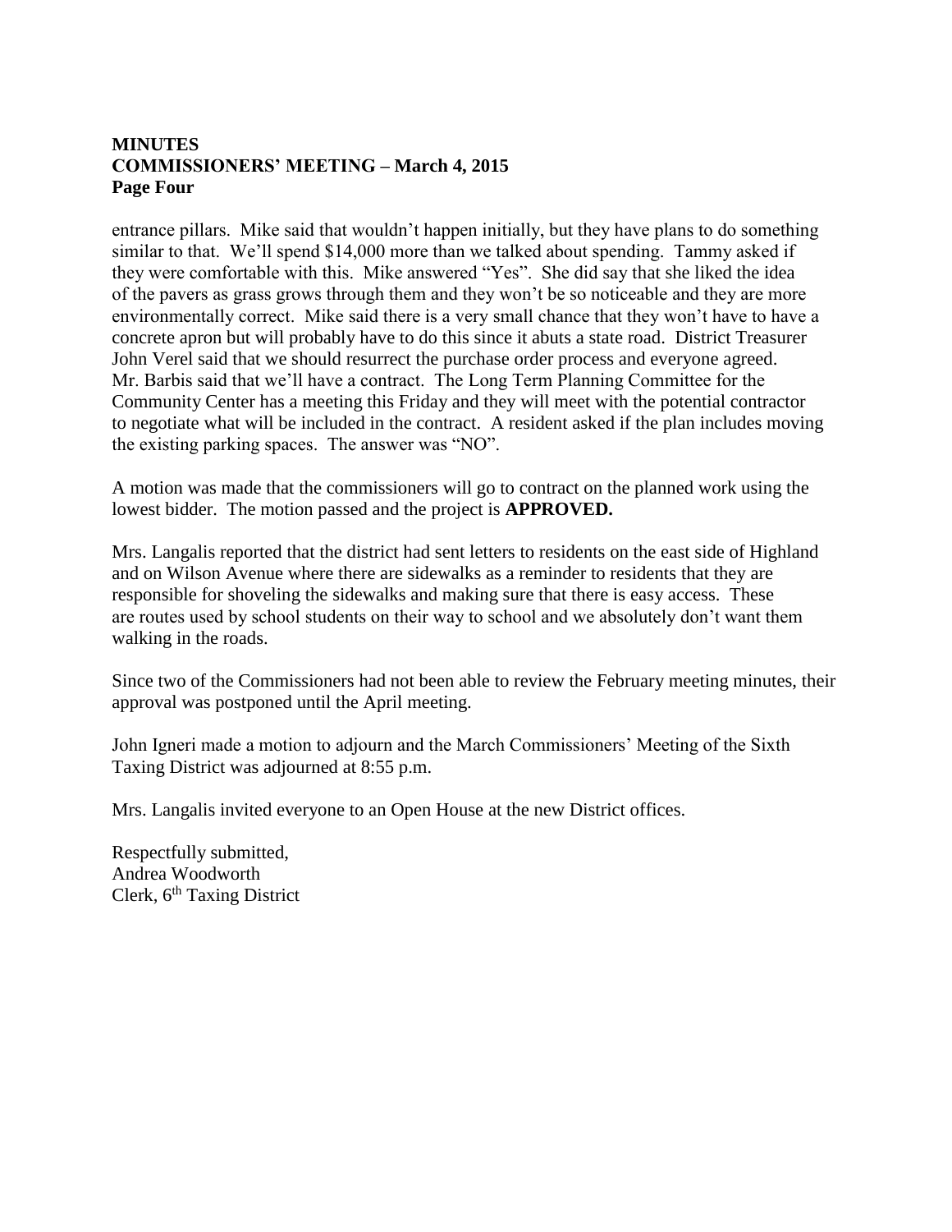entrance pillars. Mike said that wouldn't happen initially, but they have plans to do something similar to that. We'll spend $14,000 more than we talked about spending. Tammy asked if they were comfortable with this. Mike answered "Yes". She did say that she liked the idea of the pavers as grass grows through them and they won't be so noticeable and they are more environmentally correct. Mike said there is a very small chance that they won't have to have a concrete apron but will probably have to do this since it abuts a state road. District Treasurer John Verel said that we should resurrect the purchase order process and everyone agreed. Mr. Barbis said that we'll have a contract. The Long Term Planning Committee for the Community Center has a meeting this Friday and they will meet with the potential contractor to negotiate what will be included in the contract. A resident asked if the plan includes moving the existing parking spaces. The answer was "NO".

A motion was made that the commissioners will go to contract on the planned work using the lowest bidder. The motion passed and the project is **APPROVED.**

Mrs. Langalis reported that the district had sent letters to residents on the east side of Highland and on Wilson Avenue where there are sidewalks as a reminder to residents that they are responsible for shoveling the sidewalks and making sure that there is easy access. These are routes used by school students on their way to school and we absolutely don't want them walking in the roads.

Since two of the Commissioners had not been able to review the February meeting minutes, their approval was postponed until the April meeting.

John Igneri made a motion to adjourn and the March Commissioners' Meeting of the Sixth Taxing District was adjourned at 8:55 p.m.

Mrs. Langalis invited everyone to an Open House at the new District offices.

Respectfully submitted,
Andrea Woodworth
Clerk, 6th Taxing District